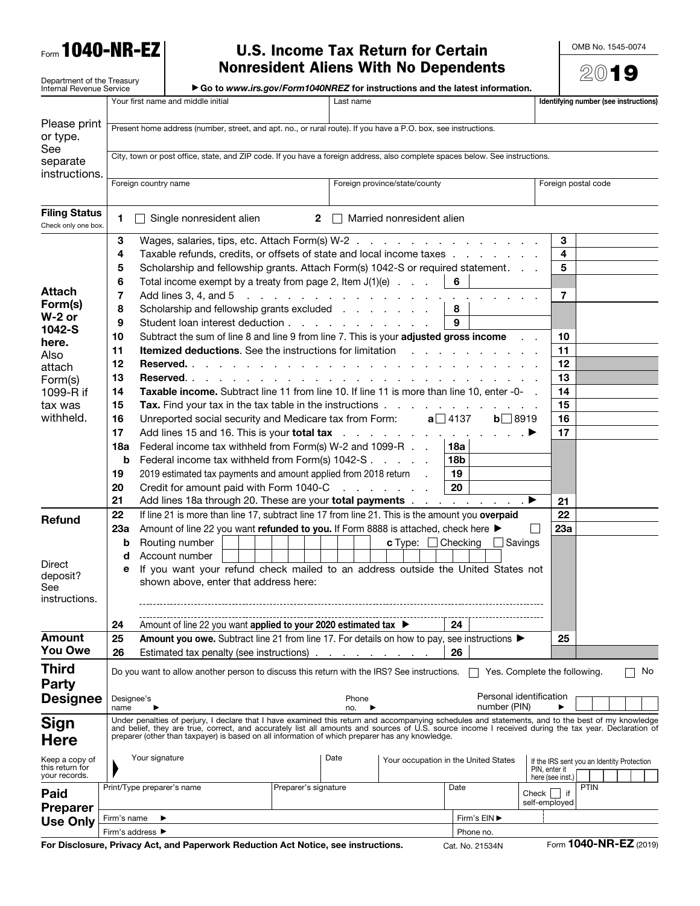Form **1040-NR-EZ**

Department of the Treasury
Internal Revenue Service

# U.S. Income Tax Return for Certain Nonresident Aliens With No Dependents

OMB No. 1545-0074

**2019**

▶ **Go to *www.irs.gov/Form1040NREZ* for instructions and the latest information.**

**Please print or type. See separate instructions.**

| Your first name and middle initial | Last name | Identifying number (see instructions) |
|---|---|---|
| Present home address (number, street, and apt. no., or rural route). If you have a P.O. box, see instructions. | | |
| City, town or post office, state, and ZIP code. If you have a foreign address, also complete spaces below. See instructions. | | |
| Foreign country name | Foreign province/state/county | Foreign postal code |

**Filing Status** (Check only one box.)

1 ☐ Single nonresident alien  2 ☐ Married nonresident alien

**Attach Form(s) W-2 or 1042-S here.** Also attach Form(s) 1099-R if tax was withheld.

| Line | Description | Sub-line | Amount | Line | Amount |
|---|---|---|---|---|---|
| 3 | Wages, salaries, tips, etc. Attach Form(s) W-2 | | | 3 | |
| 4 | Taxable refunds, credits, or offsets of state and local income taxes | | | 4 | |
| 5 | Scholarship and fellowship grants. Attach Form(s) 1042-S or required statement | | | 5 | |
| 6 | Total income exempt by a treaty from page 2, Item J(1)(e) | 6 | | | |
| 7 | Add lines 3, 4, and 5 | | | 7 | |
| 8 | Scholarship and fellowship grants excluded | 8 | | | |
| 9 | Student loan interest deduction | 9 | | | |
| 10 | Subtract the sum of line 8 and line 9 from line 7. This is your **adjusted gross income** | | | 10 | |
| 11 | **Itemized deductions**. See the instructions for limitation | | | 11 | |
| 12 | **Reserved.** | | | 12 | |
| 13 | **Reserved.** | | | 13 | |
| 14 | **Taxable income.** Subtract line 11 from line 10. If line 11 is more than line 10, enter -0- | | | 14 | |
| 15 | **Tax.** Find your tax in the tax table in the instructions | | | 15 | |
| 16 | Unreported social security and Medicare tax from Form: a ☐ 4137 b ☐ 8919 | | | 16 | |
| 17 | Add lines 15 and 16. This is your **total tax** ▶ | | | 17 | |
| 18a | Federal income tax withheld from Form(s) W-2 and 1099-R | 18a | | | |
| b | Federal income tax withheld from Form(s) 1042-S | 18b | | | |
| 19 | 2019 estimated tax payments and amount applied from 2018 return | 19 | | | |
| 20 | Credit for amount paid with Form 1040-C | 20 | | | |
| 21 | Add lines 18a through 20. These are your **total payments** ▶ | | | 21 | |

**Refund**

| Line | Description | Sub-line | Amount | Line | Amount |
|---|---|---|---|---|---|
| 22 | If line 21 is more than line 17, subtract line 17 from line 21. This is the amount you **overpaid** | | | 22 | |
| 23a | Amount of line 22 you want **refunded to you.** If Form 8888 is attached, check here ▶ ☐ | | | 23a | |
| b | Routing number ________ **c** Type: ☐ Checking ☐ Savings | | | | |
| d | Account number ________ | | | | |
| e | If you want your refund check mailed to an address outside the United States not shown above, enter that address here: | | | | |
| 24 | Amount of line 22 you want **applied to your 2020 estimated tax** ▶ | 24 | | | |

Direct deposit? See instructions.

**Amount You Owe**

| Line | Description | Sub-line | Amount | Line | Amount |
|---|---|---|---|---|---|
| 25 | **Amount you owe.** Subtract line 21 from line 17. For details on how to pay, see instructions ▶ | | | 25 | |
| 26 | Estimated tax penalty (see instructions) | 26 | | | |

**Third Party Designee**

Do you want to allow another person to discuss this return with the IRS? See instructions. ☐ Yes. Complete the following. ☐ No

Designee's name ▶  Phone no. ▶  Personal identification number (PIN) ▶

**Sign Here**

Under penalties of perjury, I declare that I have examined this return and accompanying schedules and statements, and to the best of my knowledge and belief, they are true, correct, and accurately list all amounts and sources of U.S. source income I received during the tax year. Declaration of preparer (other than taxpayer) is based on all information of which preparer has any knowledge.

Keep a copy of this return for your records.

| Your signature | Date | Your occupation in the United States | If the IRS sent you an Identity Protection PIN, enter it here (see inst.) |
|---|---|---|---|

**Paid Preparer Use Only**

| Print/Type preparer's name | Preparer's signature | Date | Check ☐ if self-employed | PTIN |
|---|---|---|---|---|
| Firm's name ▶ | | Firm's EIN ▶ | | |
| Firm's address ▶ | | Phone no. | | |

**For Disclosure, Privacy Act, and Paperwork Reduction Act Notice, see instructions.** Cat. No. 21534N Form **1040-NR-EZ** (2019)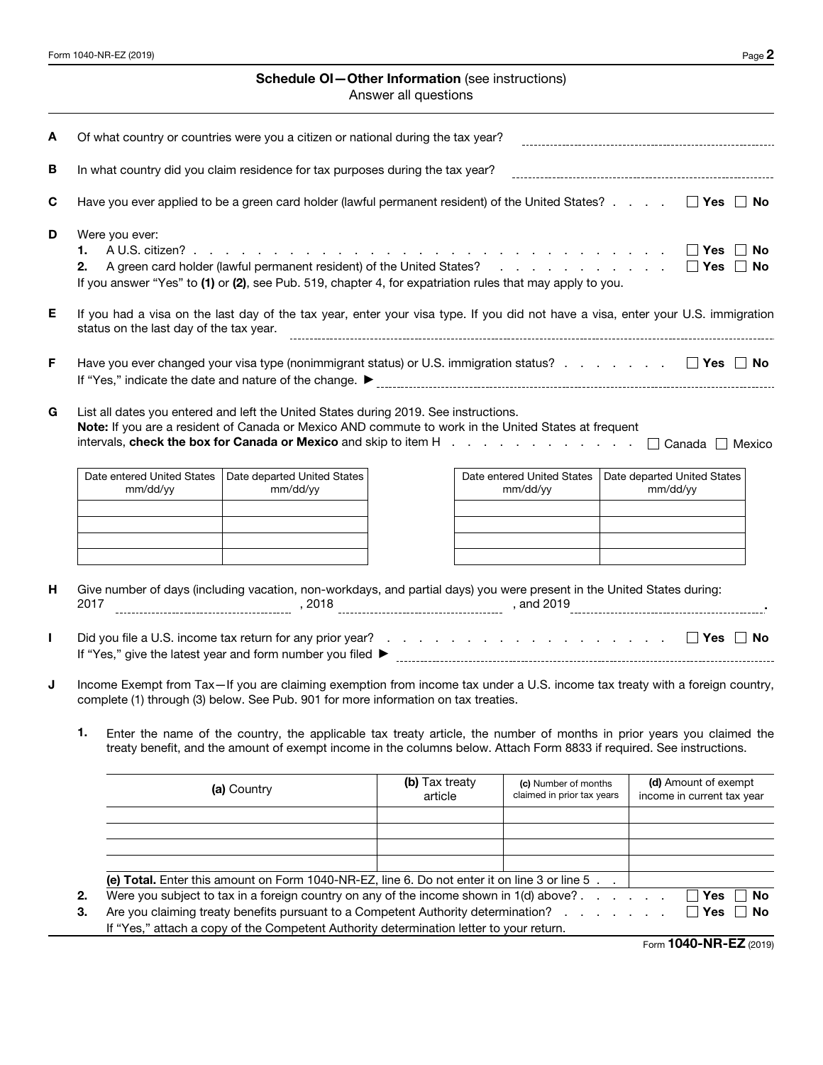## Schedule OI—Other Information (see instructions)

Answer all questions

**A** Of what country or countries were you a citizen or national during the tax year?

**B** In what country did you claim residence for tax purposes during the tax year?

**C** Have you ever applied to be a green card holder (lawful permanent resident) of the United States? . . . . ☐ **Yes** ☐ **No**

**D** Were you ever:

**1.** A U.S. citizen? . . . . . . . . . . . . . . . . . . . . . . . . . . . . . . . ☐ **Yes** ☐ **No**

**2.** A green card holder (lawful permanent resident) of the United States? . . . . . . . . . . . . ☐ **Yes** ☐ **No**

If you answer "Yes" to **(1)** or **(2)**, see Pub. 519, chapter 4, for expatriation rules that may apply to you.

**E** If you had a visa on the last day of the tax year, enter your visa type. If you did not have a visa, enter your U.S. immigration status on the last day of the tax year.

**F** Have you ever changed your visa type (nonimmigrant status) or U.S. immigration status? . . . . . . . . ☐ **Yes** ☐ **No**

If "Yes," indicate the date and nature of the change. ►

**G** List all dates you entered and left the United States during 2019. See instructions.

**Note:** If you are a resident of Canada or Mexico AND commute to work in the United States at frequent intervals, **check the box for Canada or Mexico** and skip to item H . . . . . . . . . . . . . ☐ Canada ☐ Mexico

| Date entered United States mm/dd/yy | Date departed United States mm/dd/yy |
|---|---|
| | |
| | |
| | |
| | |

| Date entered United States mm/dd/yy | Date departed United States mm/dd/yy |
|---|---|
| | |
| | |
| | |
| | |

**H** Give number of days (including vacation, non-workdays, and partial days) you were present in the United States during: 2017 ________, 2018 ________, and 2019 ________.

**I** Did you file a U.S. income tax return for any prior year? . . . . . . . . . . . . . . . . . . . . ☐ **Yes** ☐ **No**

If "Yes," give the latest year and form number you filed ►

**J** Income Exempt from Tax—If you are claiming exemption from income tax under a U.S. income tax treaty with a foreign country, complete (1) through (3) below. See Pub. 901 for more information on tax treaties.

**1.** Enter the name of the country, the applicable tax treaty article, the number of months in prior years you claimed the treaty benefit, and the amount of exempt income in the columns below. Attach Form 8833 if required. See instructions.

| **(a)** Country | **(b)** Tax treaty article | **(c)** Number of months claimed in prior tax years | **(d)** Amount of exempt income in current tax year |
|---|---|---|---|
| | | | |
| | | | |
| | | | |
| | | | |
| **(e) Total.** Enter this amount on Form 1040-NR-EZ, line 6. Do not enter it on line 3 or line 5 . . | | | |

**2.** Were you subject to tax in a foreign country on any of the income shown in 1(d) above? . . . . . . ☐ **Yes** ☐ **No**

**3.** Are you claiming treaty benefits pursuant to a Competent Authority determination? . . . . . . . . ☐ **Yes** ☐ **No**

If "Yes," attach a copy of the Competent Authority determination letter to your return.